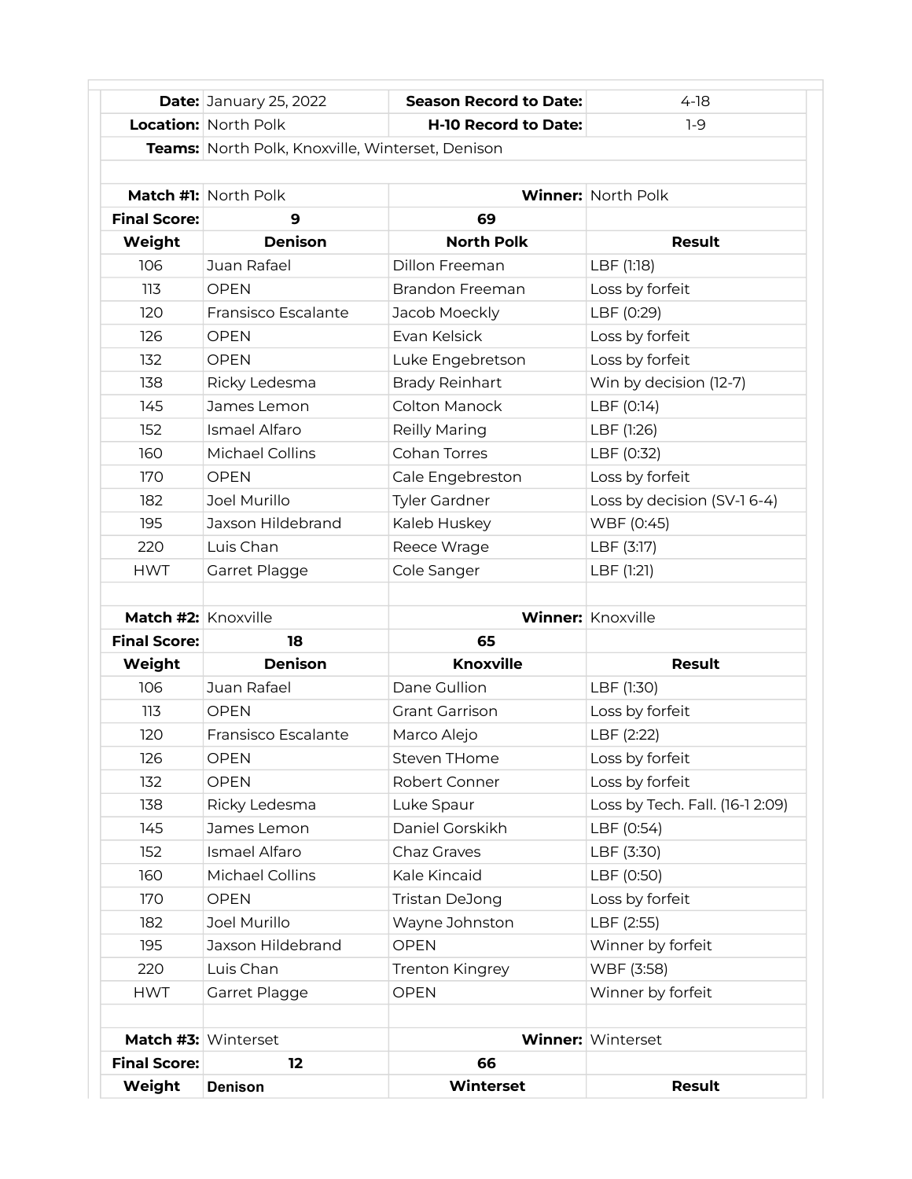| **Date:** | January 25, 2022 | **Season Record to Date:** | 4-18 |
|---|---|---|---|
| **Location:** | North Polk | **H-10 Record to Date:** | 1-9 |
| **Teams:** | North Polk, Knoxville, Winterset, Denison | | |

| **Match #1:** | North Polk | **Winner:** | North Polk |
|---|---|---|---|
| **Final Score:** | **9** | **69** | |
| **Weight** | **Denison** | **North Polk** | **Result** |
| 106 | Juan Rafael | Dillon Freeman | LBF (1:18) |
| 113 | OPEN | Brandon Freeman | Loss by forfeit |
| 120 | Fransisco Escalante | Jacob Moeckly | LBF (0:29) |
| 126 | OPEN | Evan Kelsick | Loss by forfeit |
| 132 | OPEN | Luke Engebretson | Loss by forfeit |
| 138 | Ricky Ledesma | Brady Reinhart | Win by decision (12-7) |
| 145 | James Lemon | Colton Manock | LBF (0:14) |
| 152 | Ismael Alfaro | Reilly Maring | LBF (1:26) |
| 160 | Michael Collins | Cohan Torres | LBF (0:32) |
| 170 | OPEN | Cale Engebreston | Loss by forfeit |
| 182 | Joel Murillo | Tyler Gardner | Loss by decision (SV-1 6-4) |
| 195 | Jaxson Hildebrand | Kaleb Huskey | WBF (0:45) |
| 220 | Luis Chan | Reece Wrage | LBF (3:17) |
| HWT | Garret Plagge | Cole Sanger | LBF (1:21) |

| **Match #2:** | Knoxville | **Winner:** | Knoxville |
|---|---|---|---|
| **Final Score:** | **18** | **65** | |
| **Weight** | **Denison** | **Knoxville** | **Result** |
| 106 | Juan Rafael | Dane Gullion | LBF (1:30) |
| 113 | OPEN | Grant Garrison | Loss by forfeit |
| 120 | Fransisco Escalante | Marco Alejo | LBF (2:22) |
| 126 | OPEN | Steven THome | Loss by forfeit |
| 132 | OPEN | Robert Conner | Loss by forfeit |
| 138 | Ricky Ledesma | Luke Spaur | Loss by Tech. Fall. (16-1 2:09) |
| 145 | James Lemon | Daniel Gorskikh | LBF (0:54) |
| 152 | Ismael Alfaro | Chaz Graves | LBF (3:30) |
| 160 | Michael Collins | Kale Kincaid | LBF (0:50) |
| 170 | OPEN | Tristan DeJong | Loss by forfeit |
| 182 | Joel Murillo | Wayne Johnston | LBF (2:55) |
| 195 | Jaxson Hildebrand | OPEN | Winner by forfeit |
| 220 | Luis Chan | Trenton Kingrey | WBF (3:58) |
| HWT | Garret Plagge | OPEN | Winner by forfeit |

| **Match #3:** | Winterset | **Winner:** | Winterset |
|---|---|---|---|
| **Final Score:** | **12** | **66** | |
| **Weight** | **Denison** | **Winterset** | **Result** |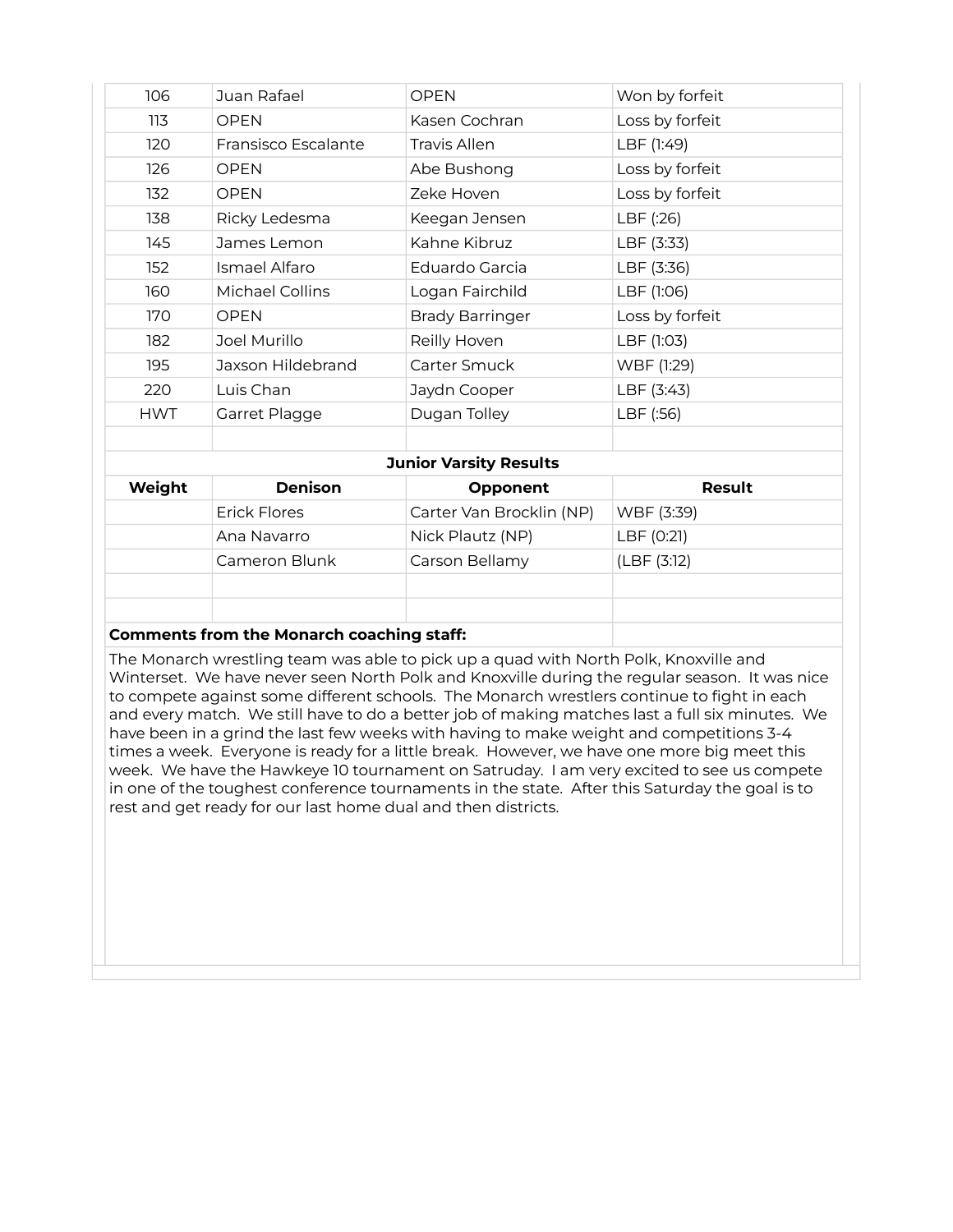| | | | |
|---|---|---|---|
| 106 | Juan Rafael | OPEN | Won by forfeit |
| 113 | OPEN | Kasen Cochran | Loss by forfeit |
| 120 | Fransisco Escalante | Travis Allen | LBF (1:49) |
| 126 | OPEN | Abe Bushong | Loss by forfeit |
| 132 | OPEN | Zeke Hoven | Loss by forfeit |
| 138 | Ricky Ledesma | Keegan Jensen | LBF (:26) |
| 145 | James Lemon | Kahne Kibruz | LBF (3:33) |
| 152 | Ismael Alfaro | Eduardo Garcia | LBF (3:36) |
| 160 | Michael Collins | Logan Fairchild | LBF (1:06) |
| 170 | OPEN | Brady Barringer | Loss by forfeit |
| 182 | Joel Murillo | Reilly Hoven | LBF (1:03) |
| 195 | Jaxson Hildebrand | Carter Smuck | WBF (1:29) |
| 220 | Luis Chan | Jaydn Cooper | LBF (3:43) |
| HWT | Garret Plagge | Dugan Tolley | LBF (:56) |

**Junior Varsity Results**

| Weight | Denison | Opponent | Result |
|---|---|---|---|
| | Erick Flores | Carter Van Brocklin (NP) | WBF (3:39) |
| | Ana Navarro | Nick Plautz (NP) | LBF (0:21) |
| | Cameron Blunk | Carson Bellamy | (LBF (3:12) |

**Comments from the Monarch coaching staff:**

The Monarch wrestling team was able to pick up a quad with North Polk, Knoxville and Winterset. We have never seen North Polk and Knoxville during the regular season. It was nice to compete against some different schools. The Monarch wrestlers continue to fight in each and every match. We still have to do a better job of making matches last a full six minutes. We have been in a grind the last few weeks with having to make weight and competitions 3-4 times a week. Everyone is ready for a little break. However, we have one more big meet this week. We have the Hawkeye 10 tournament on Satruday. I am very excited to see us compete in one of the toughest conference tournaments in the state. After this Saturday the goal is to rest and get ready for our last home dual and then districts.